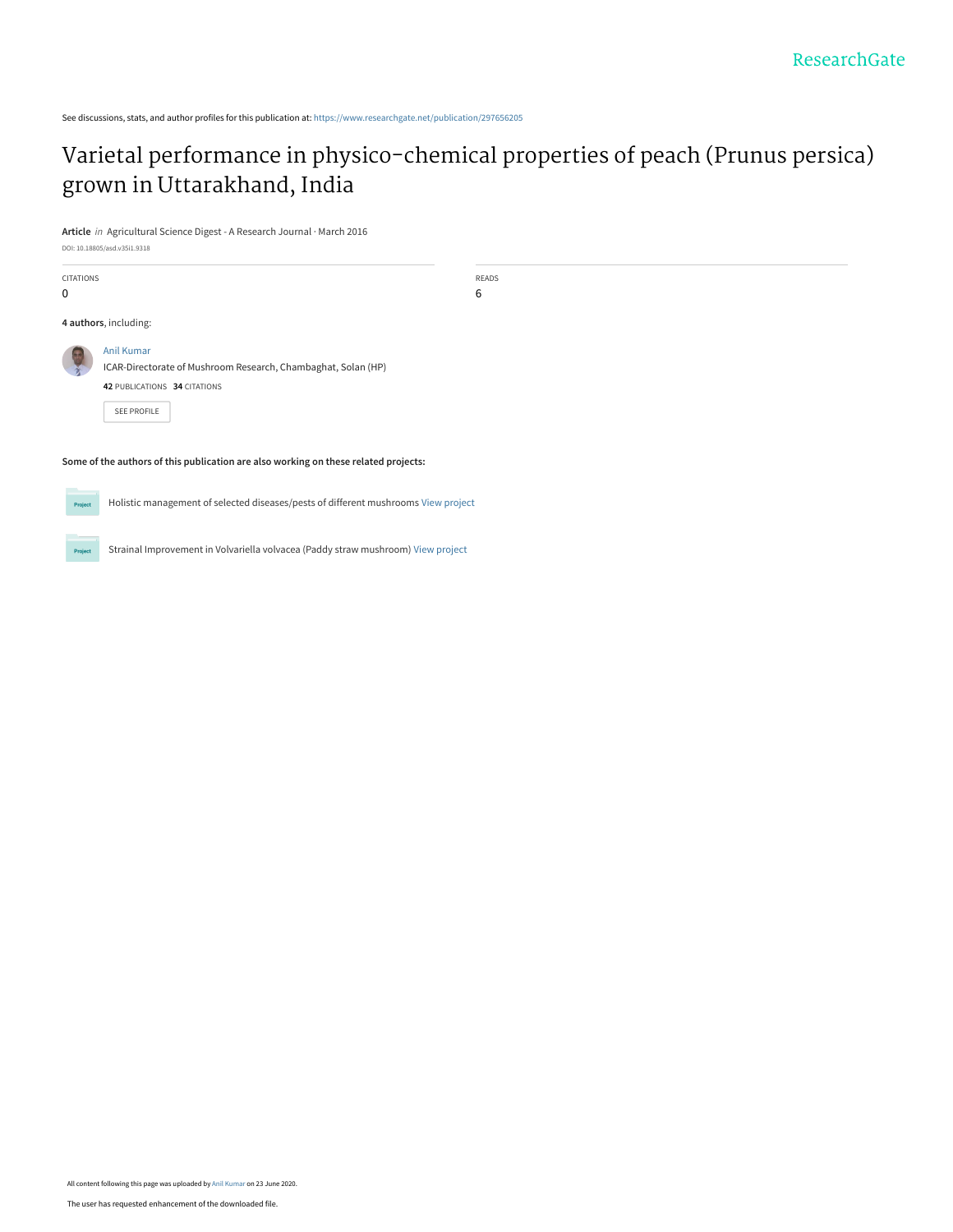See discussions, stats, and author profiles for this publication at: https://www.researchgate.net/publication/297656205

# Varietal performance in physico-chemical properties of peach (Prunus persica) grown in Uttarakhand, India

**Article** *in* Agricultural Science Digest - A Research Journal · March 2016

DOI: 10.18805/asd.v35i1.9318

| CITATIONS | READS |
|---|---|
| 0 | 6 |

**4 authors**, including:

Anil Kumar
ICAR-Directorate of Mushroom Research, Chambaghat, Solan (HP)
**42** PUBLICATIONS **34** CITATIONS

SEE PROFILE

**Some of the authors of this publication are also working on these related projects:**

Holistic management of selected diseases/pests of different mushrooms View project

Strainal Improvement in Volvariella volvacea (Paddy straw mushroom) View project

All content following this page was uploaded by Anil Kumar on 23 June 2020.

The user has requested enhancement of the downloaded file.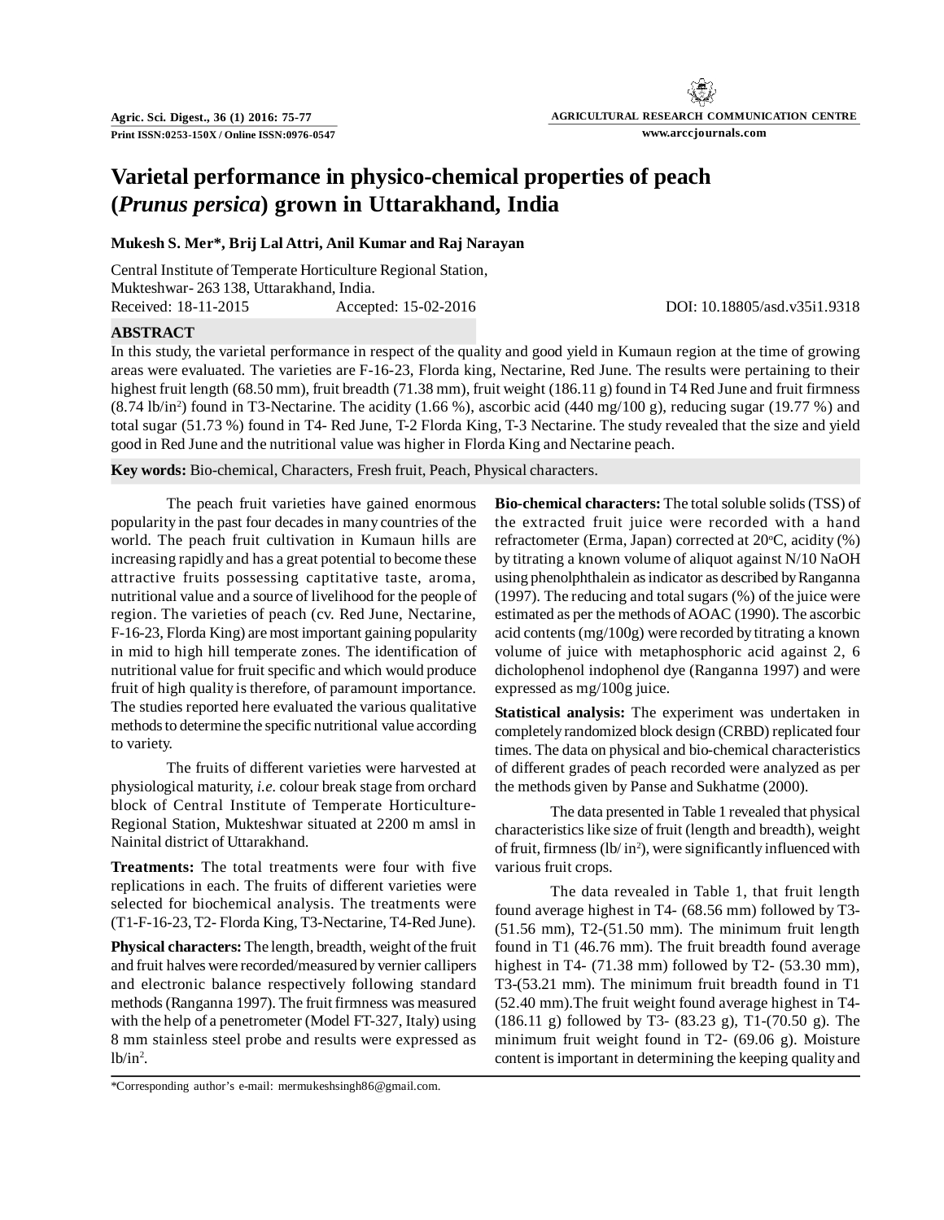# Varietal performance in physico-chemical properties of peach (*Prunus persica*) grown in Uttarakhand, India

**Mukesh S. Mer\*, Brij Lal Attri, Anil Kumar and Raj Narayan**

Central Institute of Temperate Horticulture Regional Station,
Mukteshwar- 263 138, Uttarakhand, India.
Received: 18-11-2015 Accepted: 15-02-2016 DOI: 10.18805/asd.v35i1.9318

## ABSTRACT

In this study, the varietal performance in respect of the quality and good yield in Kumaun region at the time of growing areas were evaluated. The varieties are F-16-23, Florda king, Nectarine, Red June. The results were pertaining to their highest fruit length (68.50 mm), fruit breadth (71.38 mm), fruit weight (186.11 g) found in T4 Red June and fruit firmness (8.74 lb/in$^2$) found in T3-Nectarine. The acidity (1.66 %), ascorbic acid (440 mg/100 g), reducing sugar (19.77 %) and total sugar (51.73 %) found in T4- Red June, T-2 Florda King, T-3 Nectarine. The study revealed that the size and yield good in Red June and the nutritional value was higher in Florda King and Nectarine peach.

**Key words:** Bio-chemical, Characters, Fresh fruit, Peach, Physical characters.

The peach fruit varieties have gained enormous popularity in the past four decades in many countries of the world. The peach fruit cultivation in Kumaun hills are increasing rapidly and has a great potential to become these attractive fruits possessing captitative taste, aroma, nutritional value and a source of livelihood for the people of region. The varieties of peach (cv. Red June, Nectarine, F-16-23, Florda King) are most important gaining popularity in mid to high hill temperate zones. The identification of nutritional value for fruit specific and which would produce fruit of high quality is therefore, of paramount importance. The studies reported here evaluated the various qualitative methods to determine the specific nutritional value according to variety.

The fruits of different varieties were harvested at physiological maturity, *i.e.* colour break stage from orchard block of Central Institute of Temperate Horticulture-Regional Station, Mukteshwar situated at 2200 m amsl in Nainital district of Uttarakhand.

**Treatments:** The total treatments were four with five replications in each. The fruits of different varieties were selected for biochemical analysis. The treatments were (T1-F-16-23, T2- Florda King, T3-Nectarine, T4-Red June).

**Physical characters:** The length, breadth, weight of the fruit and fruit halves were recorded/measured by vernier callipers and electronic balance respectively following standard methods (Ranganna 1997). The fruit firmness was measured with the help of a penetrometer (Model FT-327, Italy) using 8 mm stainless steel probe and results were expressed as lb/in$^2$.

**Bio-chemical characters:** The total soluble solids (TSS) of the extracted fruit juice were recorded with a hand refractometer (Erma, Japan) corrected at 20$^o$C, acidity (%) by titrating a known volume of aliquot against N/10 NaOH using phenolphthalein as indicator as described by Ranganna (1997). The reducing and total sugars (%) of the juice were estimated as per the methods of AOAC (1990). The ascorbic acid contents (mg/100g) were recorded by titrating a known volume of juice with metaphosphoric acid against 2, 6 dicholophenol indophenol dye (Ranganna 1997) and were expressed as mg/100g juice.

**Statistical analysis:** The experiment was undertaken in completely randomized block design (CRBD) replicated four times. The data on physical and bio-chemical characteristics of different grades of peach recorded were analyzed as per the methods given by Panse and Sukhatme (2000).

The data presented in Table 1 revealed that physical characteristics like size of fruit (length and breadth), weight of fruit, firmness (lb/ in$^2$), were significantly influenced with various fruit crops.

The data revealed in Table 1, that fruit length found average highest in T4- (68.56 mm) followed by T3- (51.56 mm), T2-(51.50 mm). The minimum fruit length found in T1 (46.76 mm). The fruit breadth found average highest in T4- (71.38 mm) followed by T2- (53.30 mm), T3-(53.21 mm). The minimum fruit breadth found in T1 (52.40 mm).The fruit weight found average highest in T4- (186.11 g) followed by T3- (83.23 g), T1-(70.50 g). The minimum fruit weight found in T2- (69.06 g). Moisture content is important in determining the keeping quality and

\*Corresponding author's e-mail: mermukeshsingh86@gmail.com.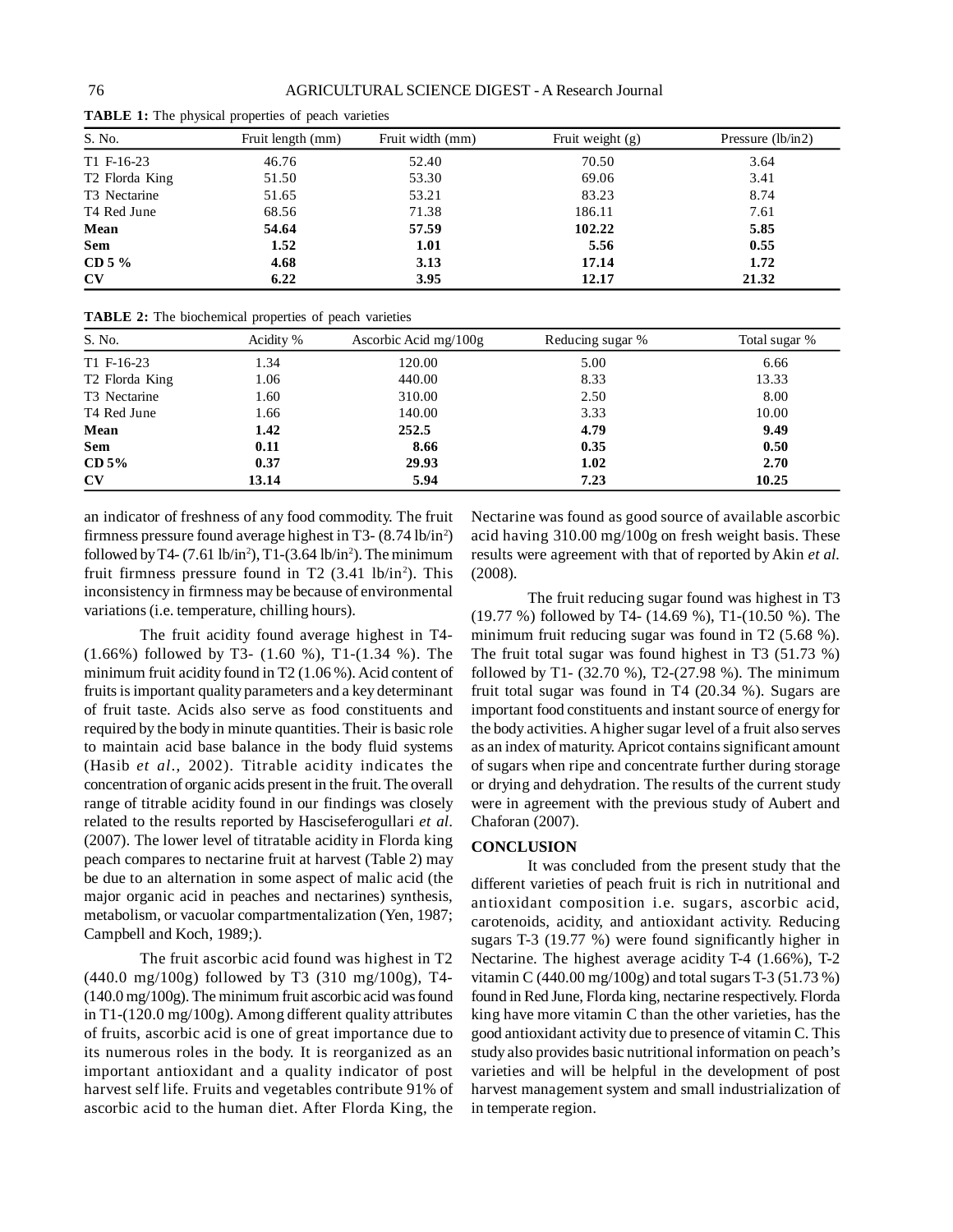**TABLE 1:** The physical properties of peach varieties

| S. No. | Fruit length (mm) | Fruit width (mm) | Fruit weight (g) | Pressure (lb/in2) |
|---|---|---|---|---|
| T1 F-16-23 | 46.76 | 52.40 | 70.50 | 3.64 |
| T2 Florda King | 51.50 | 53.30 | 69.06 | 3.41 |
| T3 Nectarine | 51.65 | 53.21 | 83.23 | 8.74 |
| T4 Red June | 68.56 | 71.38 | 186.11 | 7.61 |
| **Mean** | **54.64** | **57.59** | **102.22** | **5.85** |
| **Sem** | **1.52** | **1.01** | **5.56** | **0.55** |
| **CD 5 %** | **4.68** | **3.13** | **17.14** | **1.72** |
| **CV** | **6.22** | **3.95** | **12.17** | **21.32** |

**TABLE 2:** The biochemical properties of peach varieties

| S. No. | Acidity % | Ascorbic Acid mg/100g | Reducing sugar % | Total sugar % |
|---|---|---|---|---|
| T1 F-16-23 | 1.34 | 120.00 | 5.00 | 6.66 |
| T2 Florda King | 1.06 | 440.00 | 8.33 | 13.33 |
| T3 Nectarine | 1.60 | 310.00 | 2.50 | 8.00 |
| T4 Red June | 1.66 | 140.00 | 3.33 | 10.00 |
| **Mean** | **1.42** | **252.5** | **4.79** | **9.49** |
| **Sem** | **0.11** | **8.66** | **0.35** | **0.50** |
| **CD 5%** | **0.37** | **29.93** | **1.02** | **2.70** |
| **CV** | **13.14** | **5.94** | **7.23** | **10.25** |

an indicator of freshness of any food commodity. The fruit firmness pressure found average highest in T3- (8.74 lb/in$^2$) followed by T4- (7.61 lb/in$^2$), T1-(3.64 lb/in$^2$). The minimum fruit firmness pressure found in T2 (3.41 lb/in$^2$). This inconsistency in firmness may be because of environmental variations (i.e. temperature, chilling hours).

The fruit acidity found average highest in T4- (1.66%) followed by T3- (1.60 %), T1-(1.34 %). The minimum fruit acidity found in T2 (1.06 %). Acid content of fruits is important quality parameters and a key determinant of fruit taste. Acids also serve as food constituents and required by the body in minute quantities. Their is basic role to maintain acid base balance in the body fluid systems (Hasib *et al*., 2002). Titrable acidity indicates the concentration of organic acids present in the fruit. The overall range of titrable acidity found in our findings was closely related to the results reported by Hasciseferogullari *et al*. (2007). The lower level of titratable acidity in Florda king peach compares to nectarine fruit at harvest (Table 2) may be due to an alternation in some aspect of malic acid (the major organic acid in peaches and nectarines) synthesis, metabolism, or vacuolar compartmentalization (Yen, 1987; Campbell and Koch, 1989;).

The fruit ascorbic acid found was highest in T2 (440.0 mg/100g) followed by T3 (310 mg/100g), T4- (140.0 mg/100g). The minimum fruit ascorbic acid was found in T1-(120.0 mg/100g). Among different quality attributes of fruits, ascorbic acid is one of great importance due to its numerous roles in the body. It is reorganized as an important antioxidant and a quality indicator of post harvest self life. Fruits and vegetables contribute 91% of ascorbic acid to the human diet. After Florda King, the Nectarine was found as good source of available ascorbic acid having 310.00 mg/100g on fresh weight basis. These results were agreement with that of reported by Akin *et al.* (2008).

The fruit reducing sugar found was highest in T3 (19.77 %) followed by T4- (14.69 %), T1-(10.50 %). The minimum fruit reducing sugar was found in T2 (5.68 %). The fruit total sugar was found highest in T3 (51.73 %) followed by T1- (32.70 %), T2-(27.98 %). The minimum fruit total sugar was found in T4 (20.34 %). Sugars are important food constituents and instant source of energy for the body activities. A higher sugar level of a fruit also serves as an index of maturity. Apricot contains significant amount of sugars when ripe and concentrate further during storage or drying and dehydration. The results of the current study were in agreement with the previous study of Aubert and Chaforan (2007).

## CONCLUSION

It was concluded from the present study that the different varieties of peach fruit is rich in nutritional and antioxidant composition i.e. sugars, ascorbic acid, carotenoids, acidity, and antioxidant activity. Reducing sugars T-3 (19.77 %) were found significantly higher in Nectarine. The highest average acidity T-4 (1.66%), T-2 vitamin C (440.00 mg/100g) and total sugars T-3 (51.73 %) found in Red June, Florda king, nectarine respectively. Florda king have more vitamin C than the other varieties, has the good antioxidant activity due to presence of vitamin C. This study also provides basic nutritional information on peach's varieties and will be helpful in the development of post harvest management system and small industrialization of in temperate region.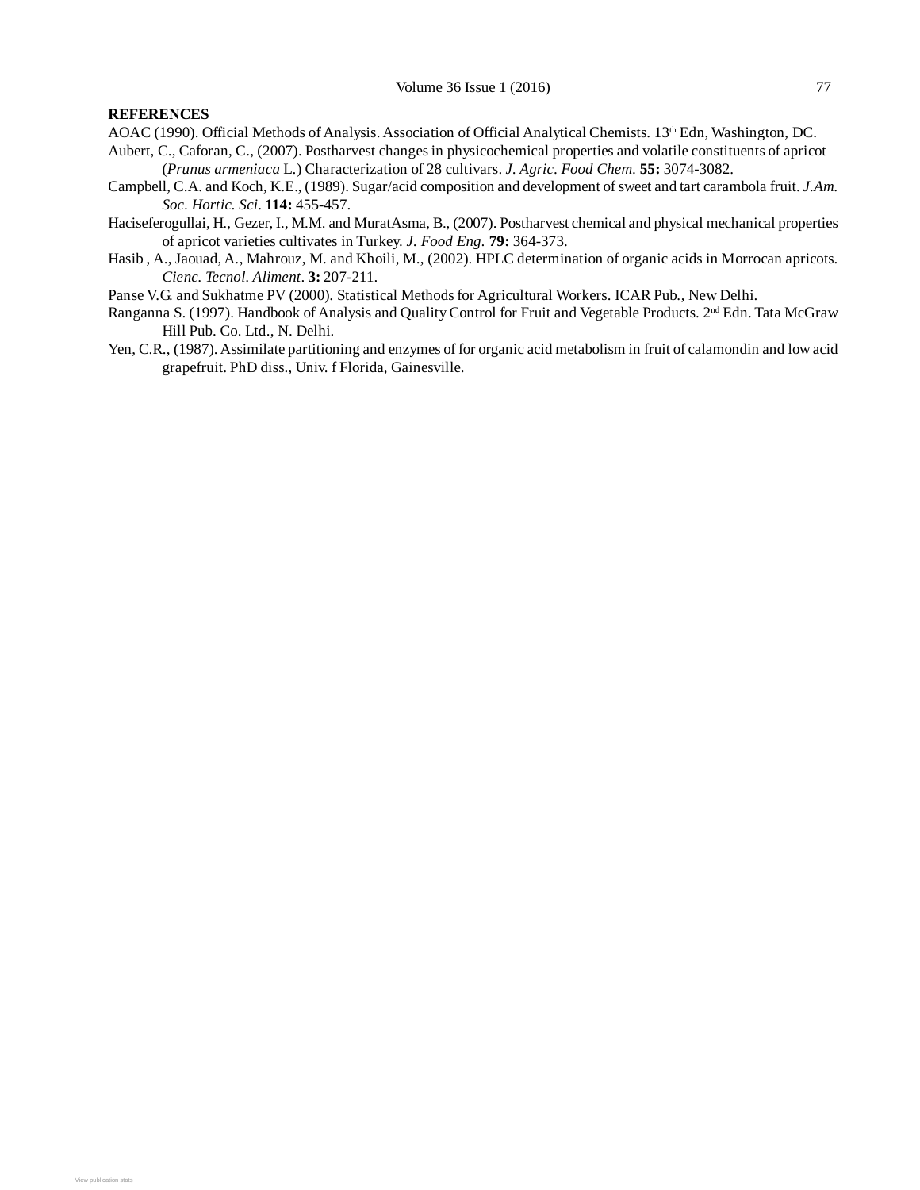**REFERENCES**

AOAC (1990). Official Methods of Analysis. Association of Official Analytical Chemists. 13th Edn, Washington, DC.

Aubert, C., Caforan, C., (2007). Postharvest changes in physicochemical properties and volatile constituents of apricot (*Prunus armeniaca* L.) Characterization of 28 cultivars. *J. Agric. Food Chem.* **55:** 3074-3082.

Campbell, C.A. and Koch, K.E., (1989). Sugar/acid composition and development of sweet and tart carambola fruit. *J.Am. Soc. Hortic. Sci.* **114:** 455-457.

Haciseferogullai, H., Gezer, I., M.M. and MuratAsma, B., (2007). Postharvest chemical and physical mechanical properties of apricot varieties cultivates in Turkey. *J. Food Eng.* **79:** 364-373.

Hasib , A., Jaouad, A., Mahrouz, M. and Khoili, M., (2002). HPLC determination of organic acids in Morrocan apricots. *Cienc. Tecnol. Aliment*. **3:** 207-211.

Panse V.G. and Sukhatme PV (2000). Statistical Methods for Agricultural Workers. ICAR Pub., New Delhi.

Ranganna S. (1997). Handbook of Analysis and Quality Control for Fruit and Vegetable Products. 2nd Edn. Tata McGraw Hill Pub. Co. Ltd., N. Delhi.

Yen, C.R., (1987). Assimilate partitioning and enzymes of for organic acid metabolism in fruit of calamondin and low acid grapefruit. PhD diss., Univ. f Florida, Gainesville.